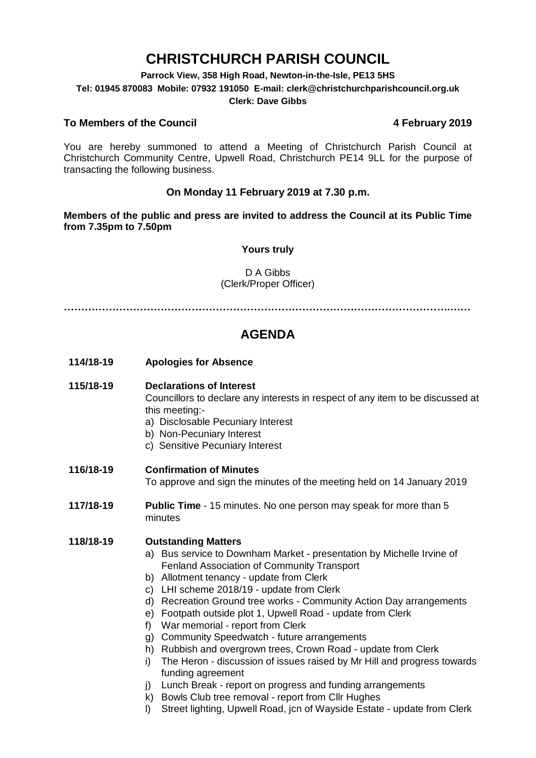# CHRISTCHURCH PARISH COUNCIL

**Parrock View, 358 High Road, Newton-in-the-Isle, PE13 5HS**

**Tel: 01945 870083 Mobile: 07932 191050 E-mail: clerk@christchurchparishcouncil.org.uk**

**Clerk: Dave Gibbs**

**To Members of the Council** **4 February 2019**

You are hereby summoned to attend a Meeting of Christchurch Parish Council at Christchurch Community Centre, Upwell Road, Christchurch PE14 9LL for the purpose of transacting the following business.

**On Monday 11 February 2019 at 7.30 p.m.**

**Members of the public and press are invited to address the Council at its Public Time from 7.35pm to 7.50pm**

**Yours truly**

D A Gibbs
(Clerk/Proper Officer)

…………………………………………………………………………………………………………

## AGENDA

**114/18-19 Apologies for Absence**

**115/18-19 Declarations of Interest**

Councillors to declare any interests in respect of any item to be discussed at this meeting:-

a) Disclosable Pecuniary Interest
b) Non-Pecuniary Interest
c) Sensitive Pecuniary Interest

**116/18-19 Confirmation of Minutes**

To approve and sign the minutes of the meeting held on 14 January 2019

**117/18-19 Public Time** - 15 minutes. No one person may speak for more than 5 minutes

**118/18-19 Outstanding Matters**

a) Bus service to Downham Market - presentation by Michelle Irvine of Fenland Association of Community Transport
b) Allotment tenancy - update from Clerk
c) LHI scheme 2018/19 - update from Clerk
d) Recreation Ground tree works - Community Action Day arrangements
e) Footpath outside plot 1, Upwell Road - update from Clerk
f) War memorial - report from Clerk
g) Community Speedwatch - future arrangements
h) Rubbish and overgrown trees, Crown Road - update from Clerk
i) The Heron - discussion of issues raised by Mr Hill and progress towards funding agreement
j) Lunch Break - report on progress and funding arrangements
k) Bowls Club tree removal - report from Cllr Hughes
l) Street lighting, Upwell Road, jcn of Wayside Estate - update from Clerk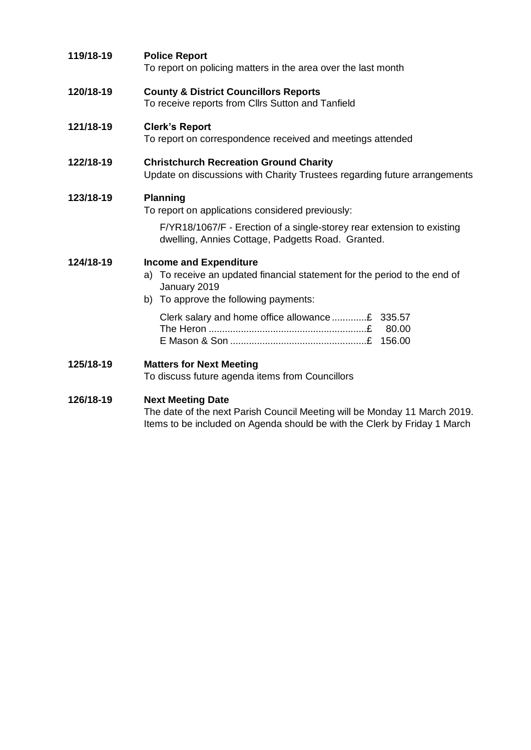**119/18-19** **Police Report**
To report on policing matters in the area over the last month

**120/18-19** **County & District Councillors Reports**
To receive reports from Cllrs Sutton and Tanfield

**121/18-19** **Clerk's Report**
To report on correspondence received and meetings attended

**122/18-19** **Christchurch Recreation Ground Charity**
Update on discussions with Charity Trustees regarding future arrangements

**123/18-19** **Planning**
To report on applications considered previously:

F/YR18/1067/F - Erection of a single-storey rear extension to existing dwelling, Annies Cottage, Padgetts Road. Granted.

**124/18-19** **Income and Expenditure**

a) To receive an updated financial statement for the period to the end of January 2019
b) To approve the following payments:

Clerk salary and home office allowance .............£ 335.57
The Heron ...........................................................£ 80.00
E Mason & Son ...................................................£ 156.00

**125/18-19** **Matters for Next Meeting**
To discuss future agenda items from Councillors

**126/18-19** **Next Meeting Date**
The date of the next Parish Council Meeting will be Monday 11 March 2019. Items to be included on Agenda should be with the Clerk by Friday 1 March